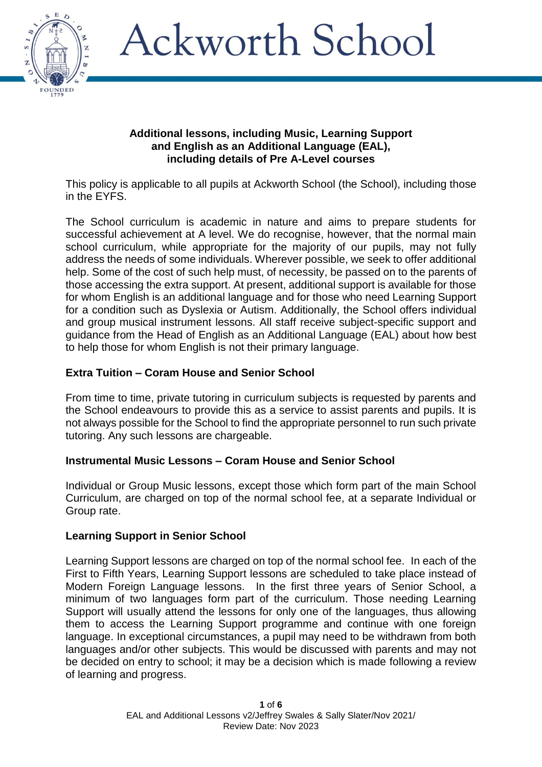# Ackworth School

**Additional lessons, including Music, Learning Support and English as an Additional Language (EAL), including details of Pre A-Level courses**

This policy is applicable to all pupils at Ackworth School (the School), including those in the EYFS.

The School curriculum is academic in nature and aims to prepare students for successful achievement at A level. We do recognise, however, that the normal main school curriculum, while appropriate for the majority of our pupils, may not fully address the needs of some individuals. Wherever possible, we seek to offer additional help. Some of the cost of such help must, of necessity, be passed on to the parents of those accessing the extra support. At present, additional support is available for those for whom English is an additional language and for those who need Learning Support for a condition such as Dyslexia or Autism. Additionally, the School offers individual and group musical instrument lessons. All staff receive subject-specific support and guidance from the Head of English as an Additional Language (EAL) about how best to help those for whom English is not their primary language.

## Extra Tuition – Coram House and Senior School

From time to time, private tutoring in curriculum subjects is requested by parents and the School endeavours to provide this as a service to assist parents and pupils. It is not always possible for the School to find the appropriate personnel to run such private tutoring. Any such lessons are chargeable.

## Instrumental Music Lessons – Coram House and Senior School

Individual or Group Music lessons, except those which form part of the main School Curriculum, are charged on top of the normal school fee, at a separate Individual or Group rate.

## Learning Support in Senior School

Learning Support lessons are charged on top of the normal school fee. In each of the First to Fifth Years, Learning Support lessons are scheduled to take place instead of Modern Foreign Language lessons. In the first three years of Senior School, a minimum of two languages form part of the curriculum. Those needing Learning Support will usually attend the lessons for only one of the languages, thus allowing them to access the Learning Support programme and continue with one foreign language. In exceptional circumstances, a pupil may need to be withdrawn from both languages and/or other subjects. This would be discussed with parents and may not be decided on entry to school; it may be a decision which is made following a review of learning and progress.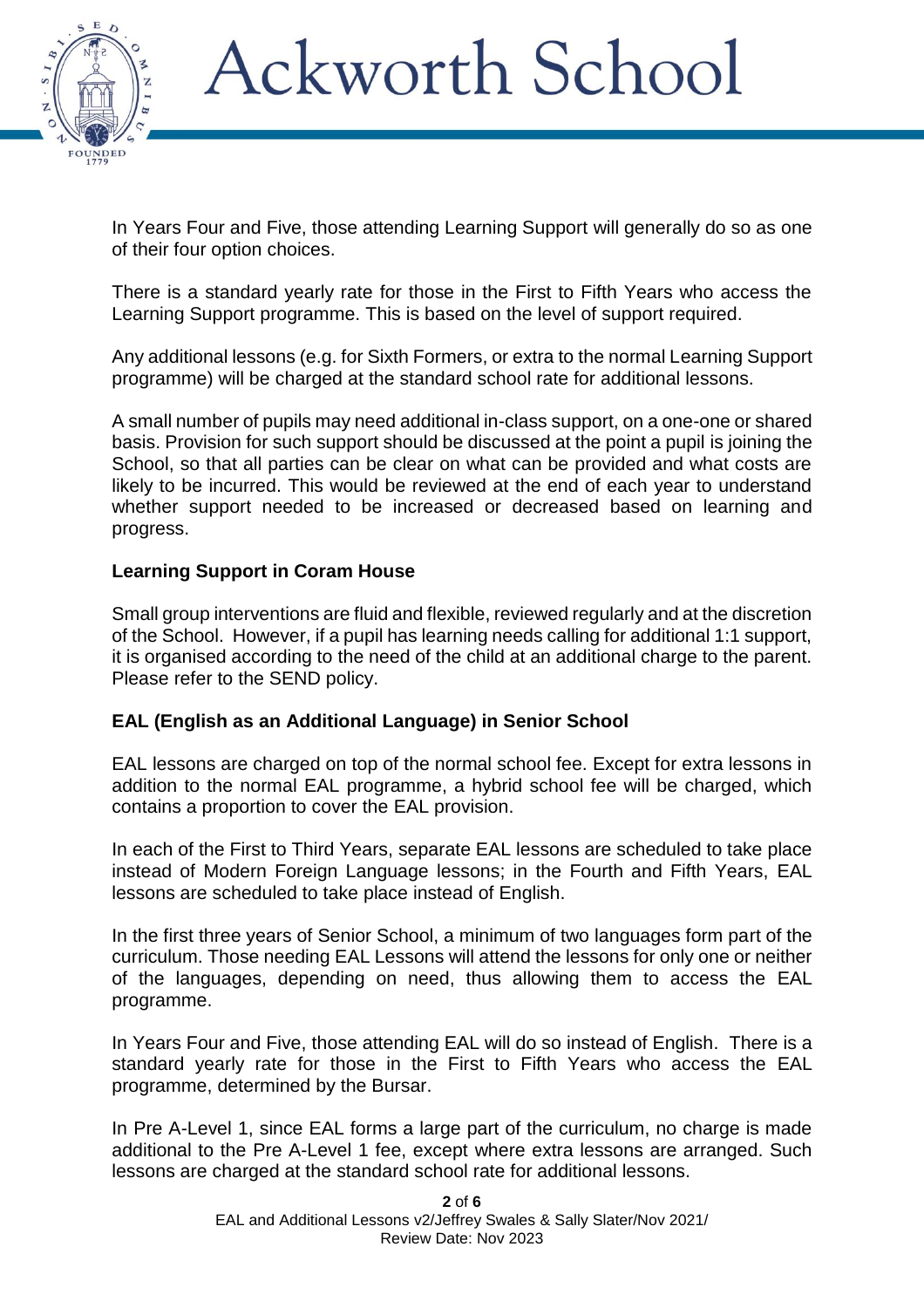In Years Four and Five, those attending Learning Support will generally do so as one of their four option choices.

There is a standard yearly rate for those in the First to Fifth Years who access the Learning Support programme. This is based on the level of support required.

Any additional lessons (e.g. for Sixth Formers, or extra to the normal Learning Support programme) will be charged at the standard school rate for additional lessons.

A small number of pupils may need additional in-class support, on a one-one or shared basis. Provision for such support should be discussed at the point a pupil is joining the School, so that all parties can be clear on what can be provided and what costs are likely to be incurred. This would be reviewed at the end of each year to understand whether support needed to be increased or decreased based on learning and progress.

**Learning Support in Coram House**

Small group interventions are fluid and flexible, reviewed regularly and at the discretion of the School. However, if a pupil has learning needs calling for additional 1:1 support, it is organised according to the need of the child at an additional charge to the parent. Please refer to the SEND policy.

**EAL (English as an Additional Language) in Senior School**

EAL lessons are charged on top of the normal school fee. Except for extra lessons in addition to the normal EAL programme, a hybrid school fee will be charged, which contains a proportion to cover the EAL provision.

In each of the First to Third Years, separate EAL lessons are scheduled to take place instead of Modern Foreign Language lessons; in the Fourth and Fifth Years, EAL lessons are scheduled to take place instead of English.

In the first three years of Senior School, a minimum of two languages form part of the curriculum. Those needing EAL Lessons will attend the lessons for only one or neither of the languages, depending on need, thus allowing them to access the EAL programme.

In Years Four and Five, those attending EAL will do so instead of English. There is a standard yearly rate for those in the First to Fifth Years who access the EAL programme, determined by the Bursar.

In Pre A-Level 1, since EAL forms a large part of the curriculum, no charge is made additional to the Pre A-Level 1 fee, except where extra lessons are arranged. Such lessons are charged at the standard school rate for additional lessons.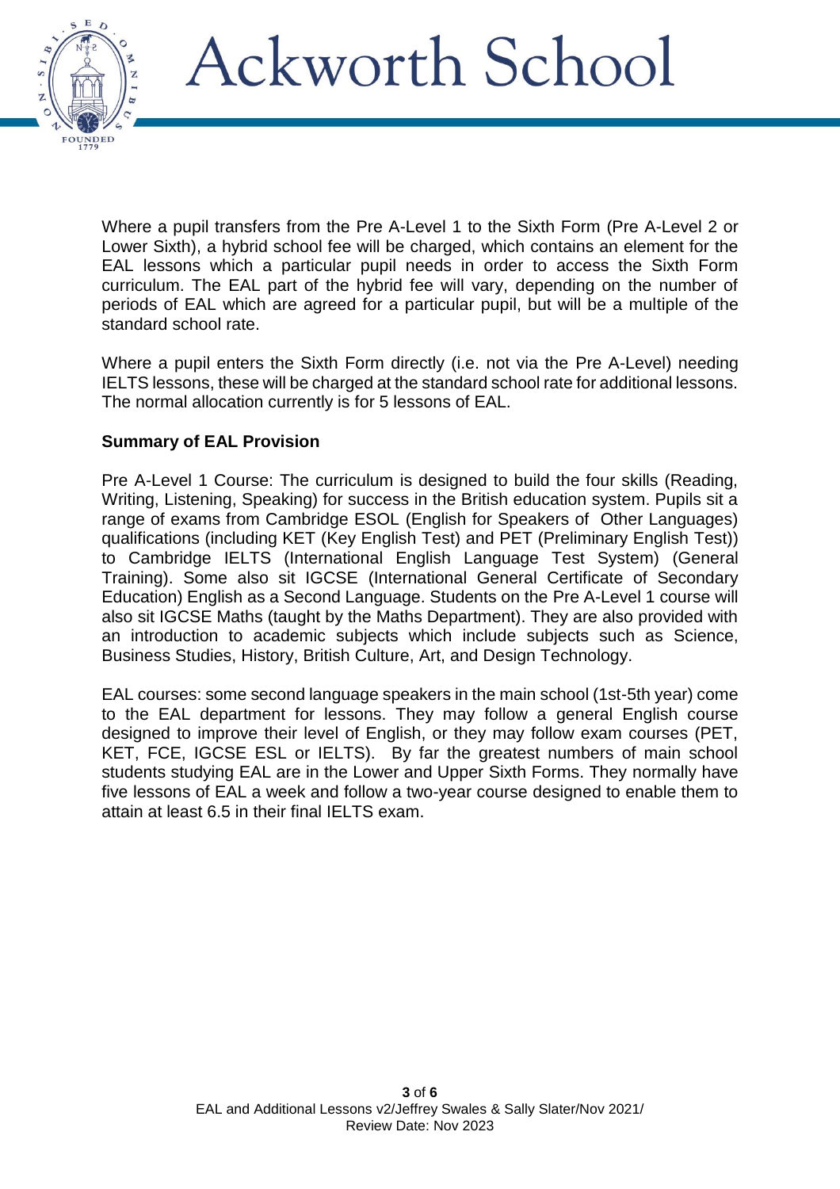Where a pupil transfers from the Pre A-Level 1 to the Sixth Form (Pre A-Level 2 or Lower Sixth), a hybrid school fee will be charged, which contains an element for the EAL lessons which a particular pupil needs in order to access the Sixth Form curriculum. The EAL part of the hybrid fee will vary, depending on the number of periods of EAL which are agreed for a particular pupil, but will be a multiple of the standard school rate.

Where a pupil enters the Sixth Form directly (i.e. not via the Pre A-Level) needing IELTS lessons, these will be charged at the standard school rate for additional lessons. The normal allocation currently is for 5 lessons of EAL.

**Summary of EAL Provision**

Pre A-Level 1 Course: The curriculum is designed to build the four skills (Reading, Writing, Listening, Speaking) for success in the British education system. Pupils sit a range of exams from Cambridge ESOL (English for Speakers of Other Languages) qualifications (including KET (Key English Test) and PET (Preliminary English Test)) to Cambridge IELTS (International English Language Test System) (General Training). Some also sit IGCSE (International General Certificate of Secondary Education) English as a Second Language. Students on the Pre A-Level 1 course will also sit IGCSE Maths (taught by the Maths Department). They are also provided with an introduction to academic subjects which include subjects such as Science, Business Studies, History, British Culture, Art, and Design Technology.

EAL courses: some second language speakers in the main school (1st-5th year) come to the EAL department for lessons. They may follow a general English course designed to improve their level of English, or they may follow exam courses (PET, KET, FCE, IGCSE ESL or IELTS). By far the greatest numbers of main school students studying EAL are in the Lower and Upper Sixth Forms. They normally have five lessons of EAL a week and follow a two-year course designed to enable them to attain at least 6.5 in their final IELTS exam.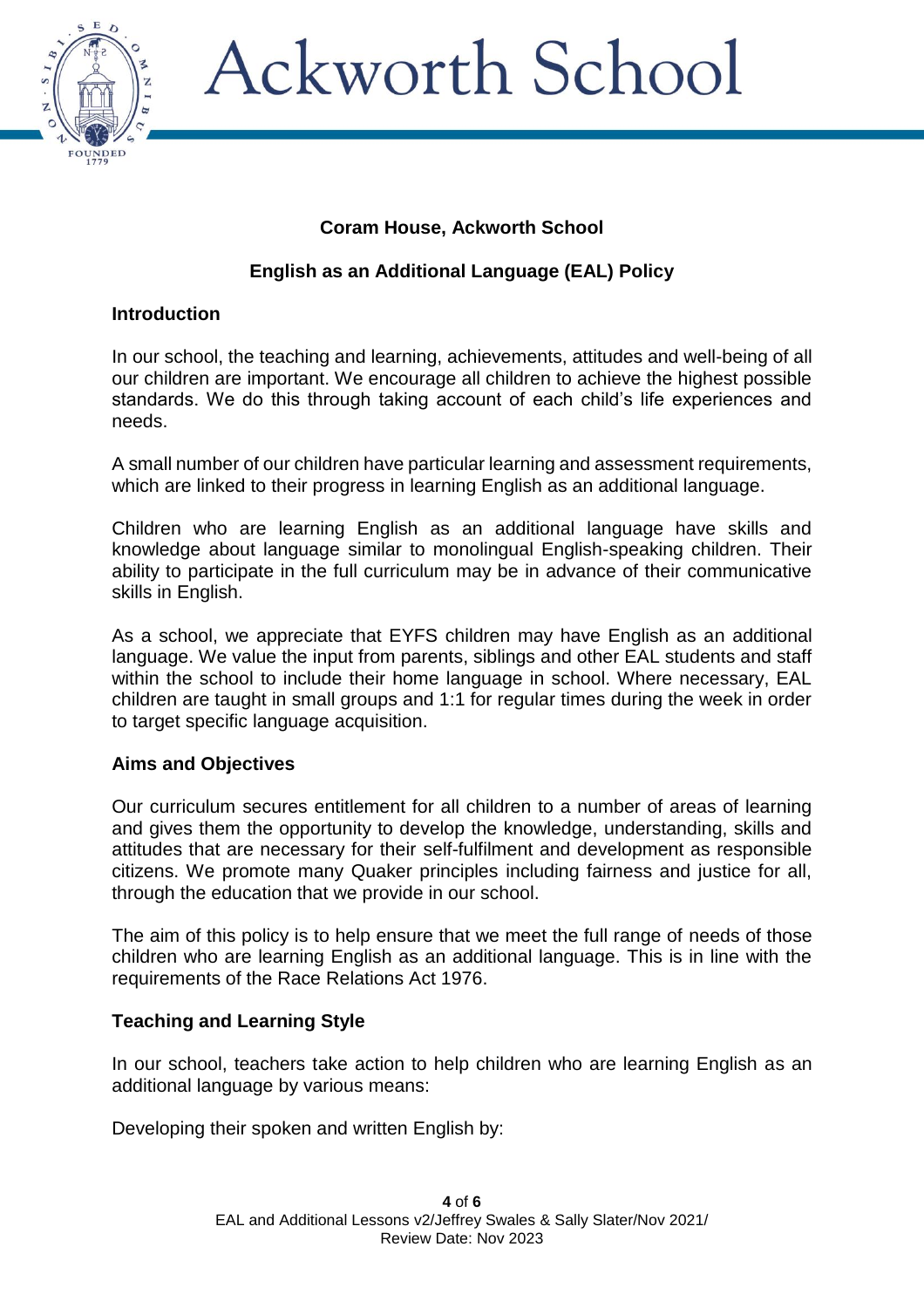## Coram House, Ackworth School

## English as an Additional Language (EAL) Policy

### Introduction

In our school, the teaching and learning, achievements, attitudes and well-being of all our children are important. We encourage all children to achieve the highest possible standards. We do this through taking account of each child's life experiences and needs.

A small number of our children have particular learning and assessment requirements, which are linked to their progress in learning English as an additional language.

Children who are learning English as an additional language have skills and knowledge about language similar to monolingual English-speaking children. Their ability to participate in the full curriculum may be in advance of their communicative skills in English.

As a school, we appreciate that EYFS children may have English as an additional language. We value the input from parents, siblings and other EAL students and staff within the school to include their home language in school. Where necessary, EAL children are taught in small groups and 1:1 for regular times during the week in order to target specific language acquisition.

### Aims and Objectives

Our curriculum secures entitlement for all children to a number of areas of learning and gives them the opportunity to develop the knowledge, understanding, skills and attitudes that are necessary for their self-fulfilment and development as responsible citizens. We promote many Quaker principles including fairness and justice for all, through the education that we provide in our school.

The aim of this policy is to help ensure that we meet the full range of needs of those children who are learning English as an additional language. This is in line with the requirements of the Race Relations Act 1976.

### Teaching and Learning Style

In our school, teachers take action to help children who are learning English as an additional language by various means:

Developing their spoken and written English by: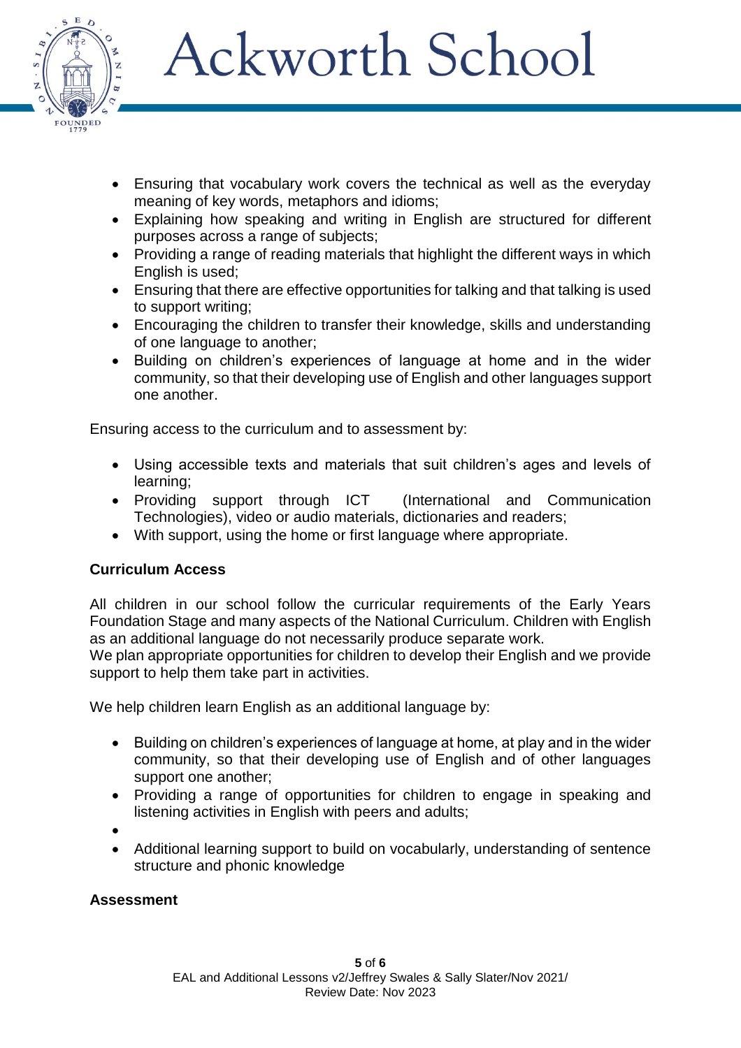- Ensuring that vocabulary work covers the technical as well as the everyday meaning of key words, metaphors and idioms;
- Explaining how speaking and writing in English are structured for different purposes across a range of subjects;
- Providing a range of reading materials that highlight the different ways in which English is used;
- Ensuring that there are effective opportunities for talking and that talking is used to support writing;
- Encouraging the children to transfer their knowledge, skills and understanding of one language to another;
- Building on children's experiences of language at home and in the wider community, so that their developing use of English and other languages support one another.

Ensuring access to the curriculum and to assessment by:

- Using accessible texts and materials that suit children's ages and levels of learning;
- Providing support through ICT (International and Communication Technologies), video or audio materials, dictionaries and readers;
- With support, using the home or first language where appropriate.

**Curriculum Access**

All children in our school follow the curricular requirements of the Early Years Foundation Stage and many aspects of the National Curriculum. Children with English as an additional language do not necessarily produce separate work.
We plan appropriate opportunities for children to develop their English and we provide support to help them take part in activities.

We help children learn English as an additional language by:

- Building on children's experiences of language at home, at play and in the wider community, so that their developing use of English and of other languages support one another;
- Providing a range of opportunities for children to engage in speaking and listening activities in English with peers and adults;
- 
- Additional learning support to build on vocabularly, understanding of sentence structure and phonic knowledge

**Assessment**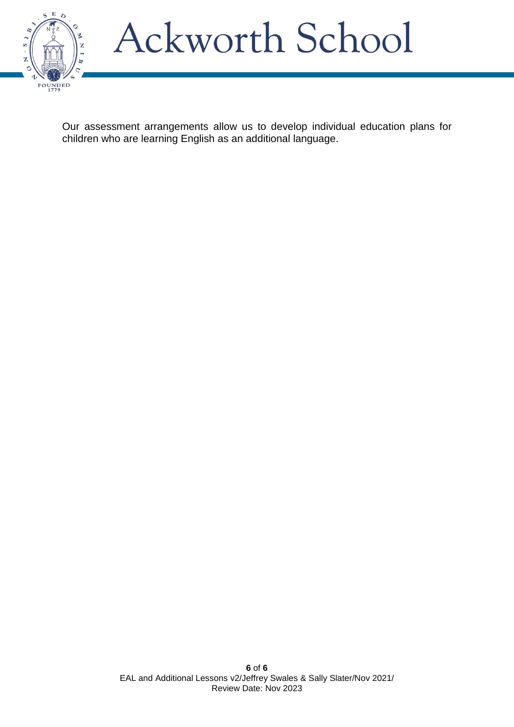Our assessment arrangements allow us to develop individual education plans for children who are learning English as an additional language.